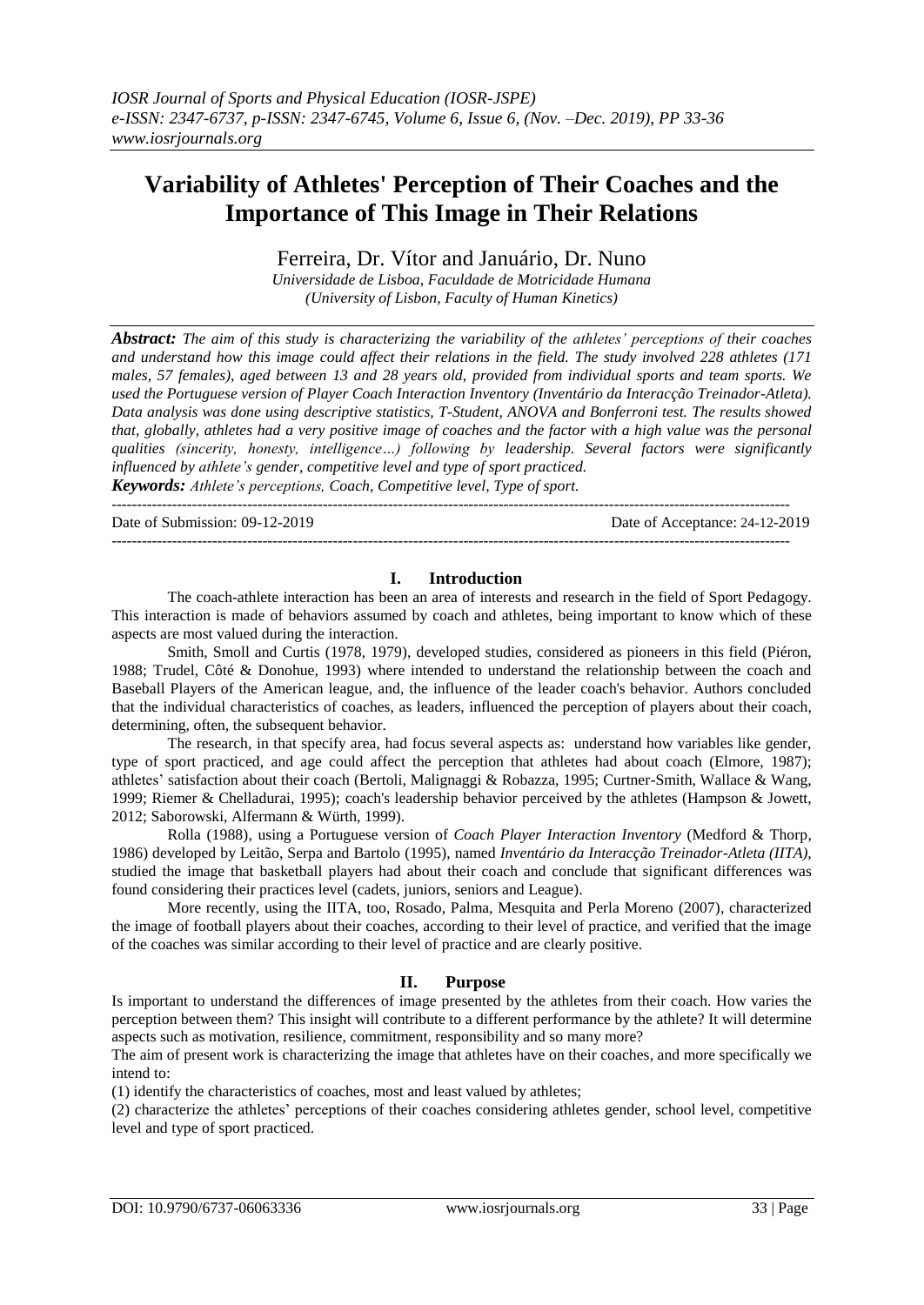# Variability of Athletes' Perception of Their Coaches and the Importance of This Image in Their Relations

Ferreira, Dr. Vítor and Januário, Dr. Nuno

*Universidade de Lisboa, Faculdade de Motricidade Humana*
*(University of Lisbon, Faculty of Human Kinetics)*

***Abstract:*** *The aim of this study is characterizing the variability of the athletes' perceptions of their coaches and understand how this image could affect their relations in the field. The study involved 228 athletes (171 males, 57 females), aged between 13 and 28 years old, provided from individual sports and team sports. We used the Portuguese version of Player Coach Interaction Inventory (Inventário da Interacção Treinador-Atleta). Data analysis was done using descriptive statistics, T-Student, ANOVA and Bonferroni test. The results showed that, globally, athletes had a very positive image of coaches and the factor with a high value was the personal qualities (sincerity, honesty, intelligence…) following by leadership. Several factors were significantly influenced by athlete's gender, competitive level and type of sport practiced.*

***Keywords:*** *Athlete's perceptions, Coach, Competitive level, Type of sport.*

Date of Submission: 09-12-2019 — Date of Acceptance: 24-12-2019

## I. Introduction

The coach-athlete interaction has been an area of interests and research in the field of Sport Pedagogy. This interaction is made of behaviors assumed by coach and athletes, being important to know which of these aspects are most valued during the interaction.

Smith, Smoll and Curtis (1978, 1979), developed studies, considered as pioneers in this field (Piéron, 1988; Trudel, Côté & Donohue, 1993) where intended to understand the relationship between the coach and Baseball Players of the American league, and, the influence of the leader coach's behavior. Authors concluded that the individual characteristics of coaches, as leaders, influenced the perception of players about their coach, determining, often, the subsequent behavior.

The research, in that specify area, had focus several aspects as: understand how variables like gender, type of sport practiced, and age could affect the perception that athletes had about coach (Elmore, 1987); athletes' satisfaction about their coach (Bertoli, Malignaggi & Robazza, 1995; Curtner-Smith, Wallace & Wang, 1999; Riemer & Chelladurai, 1995); coach's leadership behavior perceived by the athletes (Hampson & Jowett, 2012; Saborowski, Alfermann & Würth, 1999).

Rolla (1988), using a Portuguese version of *Coach Player Interaction Inventory* (Medford & Thorp, 1986) developed by Leitão, Serpa and Bartolo (1995), named *Inventário da Interacção Treinador-Atleta (IITA),* studied the image that basketball players had about their coach and conclude that significant differences was found considering their practices level (cadets, juniors, seniors and League).

More recently, using the IITA, too, Rosado, Palma, Mesquita and Perla Moreno (2007), characterized the image of football players about their coaches, according to their level of practice, and verified that the image of the coaches was similar according to their level of practice and are clearly positive.

## II. Purpose

Is important to understand the differences of image presented by the athletes from their coach. How varies the perception between them? This insight will contribute to a different performance by the athlete? It will determine aspects such as motivation, resilience, commitment, responsibility and so many more?

The aim of present work is characterizing the image that athletes have on their coaches, and more specifically we intend to:

(1) identify the characteristics of coaches, most and least valued by athletes;

(2) characterize the athletes' perceptions of their coaches considering athletes gender, school level, competitive level and type of sport practiced.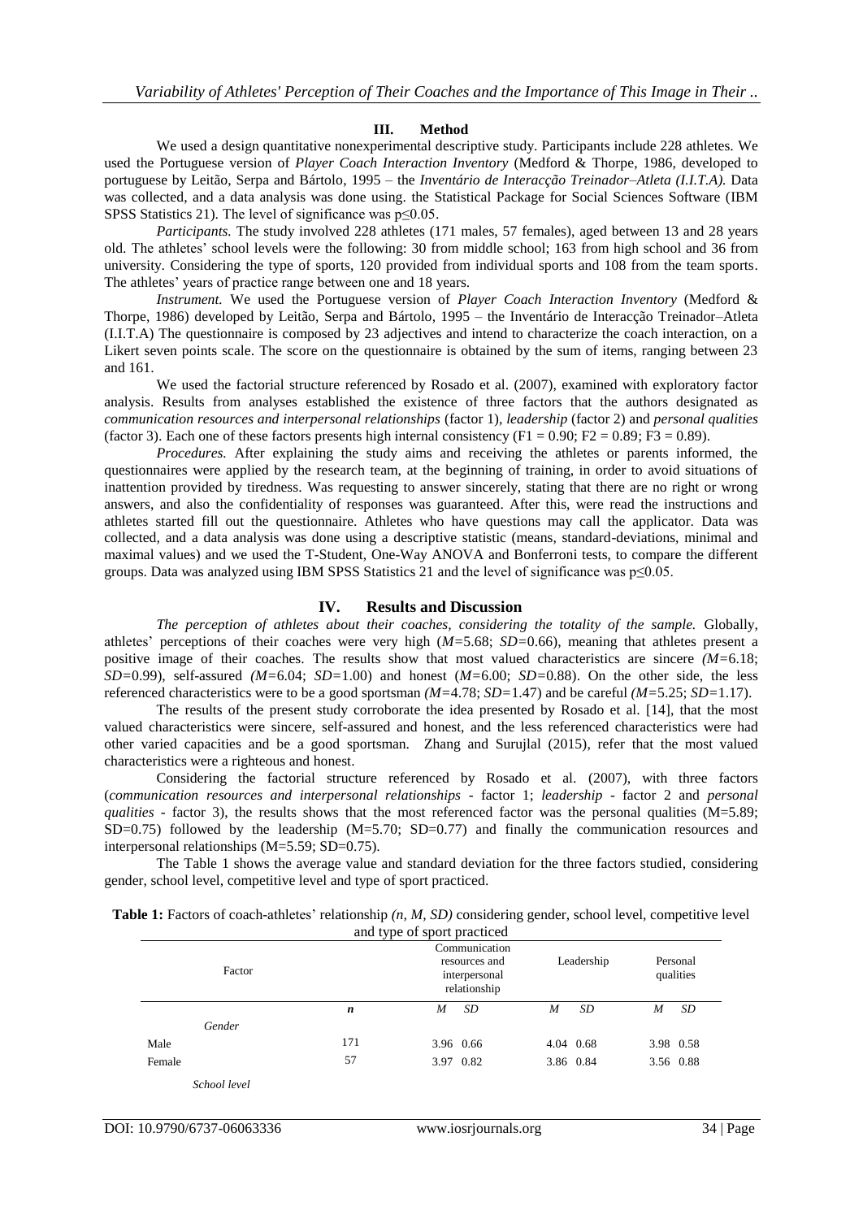## III. Method

We used a design quantitative nonexperimental descriptive study. Participants include 228 athletes. We used the Portuguese version of *Player Coach Interaction Inventory* (Medford & Thorpe, 1986, developed to portuguese by Leitão, Serpa and Bártolo, 1995 – the *Inventário de Interacção Treinador–Atleta (I.I.T.A).* Data was collected, and a data analysis was done using. the Statistical Package for Social Sciences Software (IBM SPSS Statistics 21). The level of significance was $p \leq 0.05$.

*Participants.* The study involved 228 athletes (171 males, 57 females), aged between 13 and 28 years old. The athletes' school levels were the following: 30 from middle school; 163 from high school and 36 from university. Considering the type of sports, 120 provided from individual sports and 108 from the team sports. The athletes' years of practice range between one and 18 years.

*Instrument.* We used the Portuguese version of *Player Coach Interaction Inventory* (Medford & Thorpe, 1986) developed by Leitão, Serpa and Bártolo, 1995 – the Inventário de Interacção Treinador–Atleta (I.I.T.A) The questionnaire is composed by 23 adjectives and intend to characterize the coach interaction, on a Likert seven points scale. The score on the questionnaire is obtained by the sum of items, ranging between 23 and 161.

We used the factorial structure referenced by Rosado et al. (2007), examined with exploratory factor analysis. Results from analyses established the existence of three factors that the authors designated as *communication resources and interpersonal relationships* (factor 1), *leadership* (factor 2) and *personal qualities* (factor 3). Each one of these factors presents high internal consistency (F1 = 0.90; F2 = 0.89; F3 = 0.89).

*Procedures.* After explaining the study aims and receiving the athletes or parents informed, the questionnaires were applied by the research team, at the beginning of training, in order to avoid situations of inattention provided by tiredness. Was requesting to answer sincerely, stating that there are no right or wrong answers, and also the confidentiality of responses was guaranteed. After this, were read the instructions and athletes started fill out the questionnaire. Athletes who have questions may call the applicator. Data was collected, and a data analysis was done using a descriptive statistic (means, standard-deviations, minimal and maximal values) and we used the T-Student, One-Way ANOVA and Bonferroni tests, to compare the different groups. Data was analyzed using IBM SPSS Statistics 21 and the level of significance was $p \leq 0.05$.

## IV. Results and Discussion

*The perception of athletes about their coaches, considering the totality of the sample.* Globally, athletes' perceptions of their coaches were very high (*M*=5.68; *SD*=0.66), meaning that athletes present a positive image of their coaches. The results show that most valued characteristics are sincere *(M*=6.18; *SD*=0.99), self-assured *(M*=6.04; *SD*=1.00) and honest (*M*=6.00; *SD*=0.88). On the other side, the less referenced characteristics were to be a good sportsman *(M*=4.78; *SD*=1.47) and be careful *(M*=5.25; *SD*=1.17).

The results of the present study corroborate the idea presented by Rosado et al. [14], that the most valued characteristics were sincere, self-assured and honest, and the less referenced characteristics were had other varied capacities and be a good sportsman. Zhang and Surujlal (2015), refer that the most valued characteristics were a righteous and honest.

Considering the factorial structure referenced by Rosado et al. (2007), with three factors (*communication resources and interpersonal relationships* - factor 1; *leadership* - factor 2 and *personal qualities* - factor 3), the results shows that the most referenced factor was the personal qualities (M=5.89; SD=0.75) followed by the leadership (M=5.70; SD=0.77) and finally the communication resources and interpersonal relationships (M=5.59; SD=0.75).

The Table 1 shows the average value and standard deviation for the three factors studied, considering gender, school level, competitive level and type of sport practiced.

**Table 1:** Factors of coach-athletes' relationship *(n, M, SD)* considering gender, school level, competitive level and type of sport practiced

| Factor | | Communication resources and interpersonal relationship | | Leadership | | Personal qualities | |
|---|---|---|---|---|---|---|---|
| | ***n*** | *M* | *SD* | *M* | *SD* | *M* | *SD* |
| *Gender* | | | | | | | |
| Male | 171 | 3.96 | 0.66 | 4.04 | 0.68 | 3.98 | 0.58 |
| Female | 57 | 3.97 | 0.82 | 3.86 | 0.84 | 3.56 | 0.88 |
| *School level* | | | | | | | |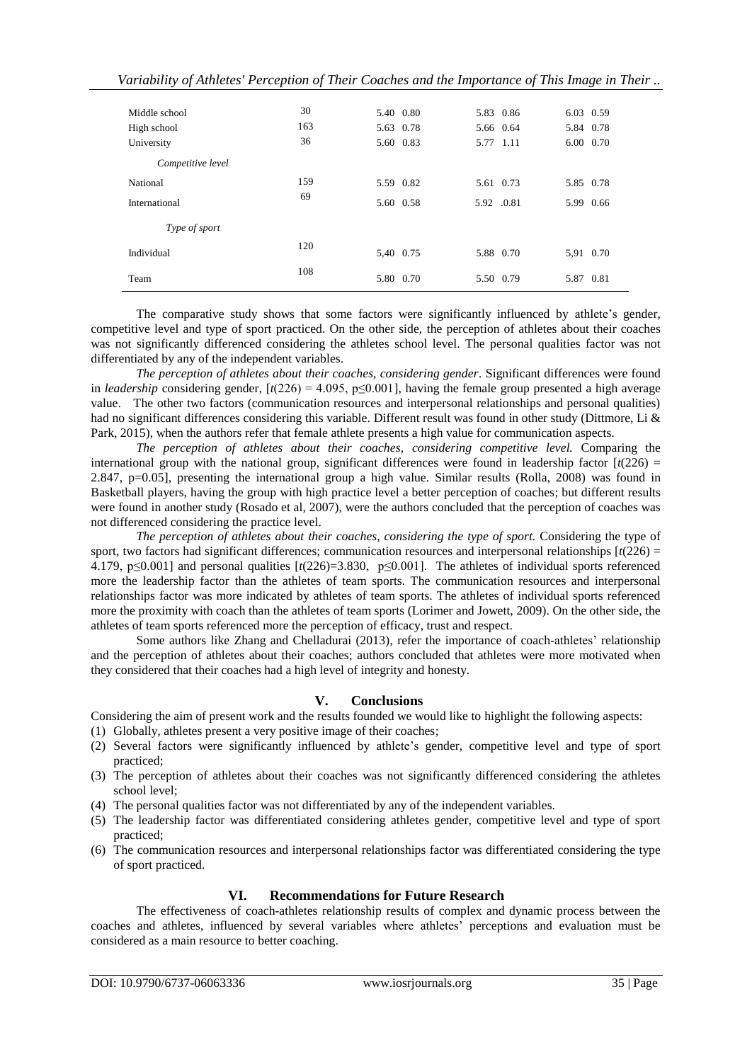| | | | | |
|---|---|---|---|---|
| Middle school | 30 | 5.40 0.80 | 5.83 0.86 | 6.03 0.59 |
| High school | 163 | 5.63 0.78 | 5.66 0.64 | 5.84 0.78 |
| University | 36 | 5.60 0.83 | 5.77 1.11 | 6.00 0.70 |
| *Competitive level* | | | | |
| National | 159 | 5.59 0.82 | 5.61 0.73 | 5.85 0.78 |
| International | 69 | 5.60 0.58 | 5.92 .0.81 | 5.99 0.66 |
| *Type of sport* | | | | |
| Individual | 120 | 5,40 0.75 | 5.88 0.70 | 5,91 0.70 |
| Team | 108 | 5.80 0.70 | 5.50 0.79 | 5.87 0.81 |

The comparative study shows that some factors were significantly influenced by athlete's gender, competitive level and type of sport practiced. On the other side, the perception of athletes about their coaches was not significantly differenced considering the athletes school level. The personal qualities factor was not differentiated by any of the independent variables.

*The perception of athletes about their coaches, considering gender*. Significant differences were found in *leadership* considering gender, [$t(226) = 4.095$, $p \leq 0.001$], having the female group presented a high average value. The other two factors (communication resources and interpersonal relationships and personal qualities) had no significant differences considering this variable. Different result was found in other study (Dittmore, Li & Park, 2015), when the authors refer that female athlete presents a high value for communication aspects.

*The perception of athletes about their coaches, considering competitive level.* Comparing the international group with the national group, significant differences were found in leadership factor [$t(226) = 2.847$, $p=0.05$], presenting the international group a high value. Similar results (Rolla, 2008) was found in Basketball players, having the group with high practice level a better perception of coaches; but different results were found in another study (Rosado et al, 2007), were the authors concluded that the perception of coaches was not differenced considering the practice level.

*The perception of athletes about their coaches, considering the type of sport.* Considering the type of sport, two factors had significant differences; communication resources and interpersonal relationships [$t(226) = 4.179$, $p \leq 0.001$] and personal qualities [$t(226)=3.830$, $p \leq 0.001$]. The athletes of individual sports referenced more the leadership factor than the athletes of team sports. The communication resources and interpersonal relationships factor was more indicated by athletes of team sports. The athletes of individual sports referenced more the proximity with coach than the athletes of team sports (Lorimer and Jowett, 2009). On the other side, the athletes of team sports referenced more the perception of efficacy, trust and respect.

Some authors like Zhang and Chelladurai (2013), refer the importance of coach-athletes' relationship and the perception of athletes about their coaches; authors concluded that athletes were more motivated when they considered that their coaches had a high level of integrity and honesty.

## V. Conclusions

Considering the aim of present work and the results founded we would like to highlight the following aspects:

(1) Globally, athletes present a very positive image of their coaches;
(2) Several factors were significantly influenced by athlete's gender, competitive level and type of sport practiced;
(3) The perception of athletes about their coaches was not significantly differenced considering the athletes school level;
(4) The personal qualities factor was not differentiated by any of the independent variables.
(5) The leadership factor was differentiated considering athletes gender, competitive level and type of sport practiced;
(6) The communication resources and interpersonal relationships factor was differentiated considering the type of sport practiced.

## VI. Recommendations for Future Research

The effectiveness of coach-athletes relationship results of complex and dynamic process between the coaches and athletes, influenced by several variables where athletes' perceptions and evaluation must be considered as a main resource to better coaching.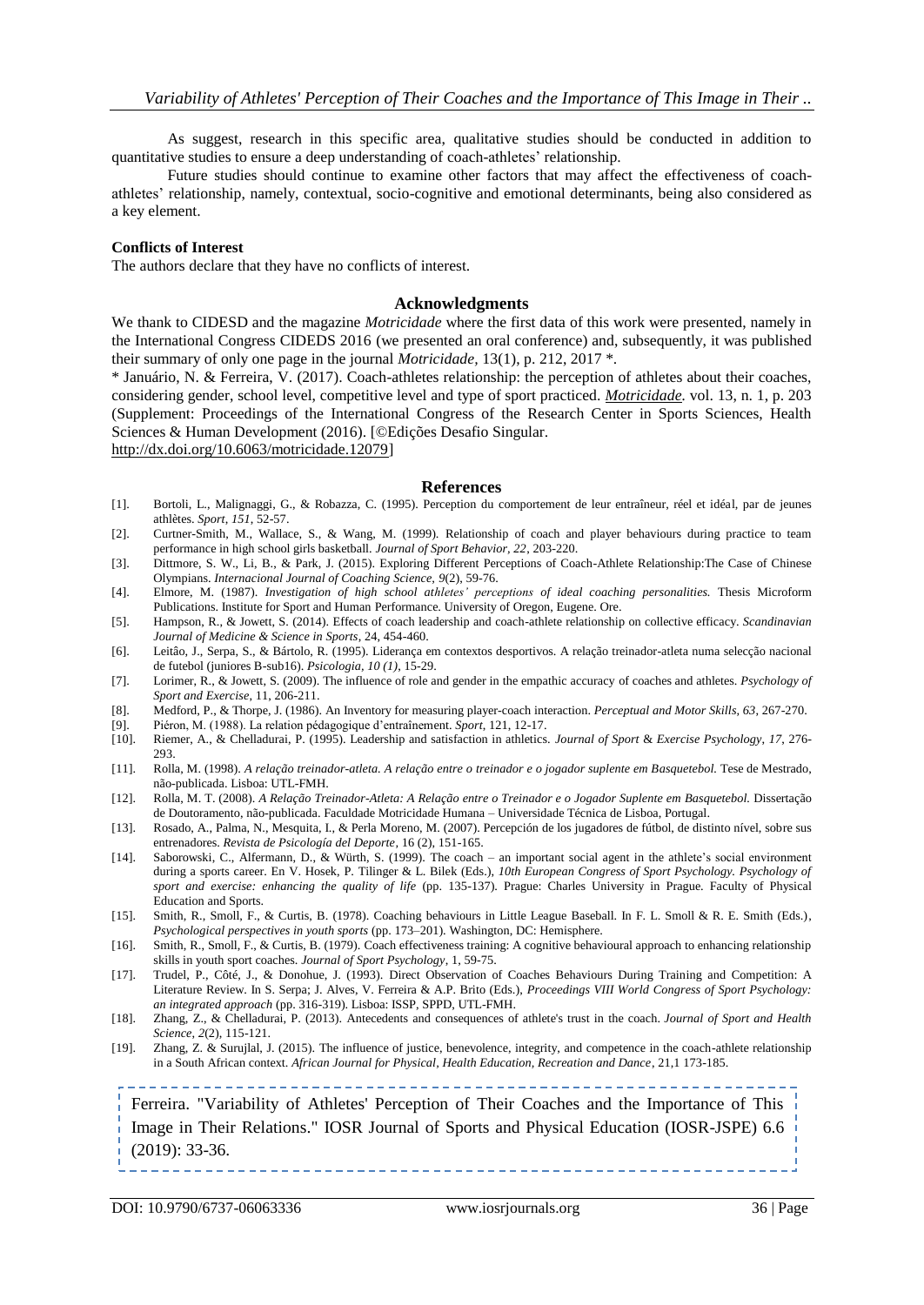As suggest, research in this specific area, qualitative studies should be conducted in addition to quantitative studies to ensure a deep understanding of coach-athletes' relationship.

Future studies should continue to examine other factors that may affect the effectiveness of coach-athletes' relationship, namely, contextual, socio-cognitive and emotional determinants, being also considered as a key element.

**Conflicts of Interest**

The authors declare that they have no conflicts of interest.

## Acknowledgments

We thank to CIDESD and the magazine *Motricidade* where the first data of this work were presented, namely in the International Congress CIDEDS 2016 (we presented an oral conference) and, subsequently, it was published their summary of only one page in the journal *Motricidade,* 13(1), p. 212, 2017 *.

* Januário, N. & Ferreira, V. (2017). Coach-athletes relationship: the perception of athletes about their coaches, considering gender, school level, competitive level and type of sport practiced. *Motricidade.* vol. 13, n. 1, p. 203 (Supplement: Proceedings of the International Congress of the Research Center in Sports Sciences, Health Sciences & Human Development (2016). [©Edições Desafio Singular.
http://dx.doi.org/10.6063/motricidade.12079]

## References

[1]. Bortoli, L., Malignaggi, G., & Robazza, C. (1995). Perception du comportement de leur entraîneur, réel et idéal, par de jeunes athlètes. *Sport, 151*, 52-57.

[2]. Curtner-Smith, M., Wallace, S., & Wang, M. (1999). Relationship of coach and player behaviours during practice to team performance in high school girls basketball. *Journal of Sport Behavior, 22*, 203-220.

[3]. Dittmore, S. W., Li, B., & Park, J. (2015). Exploring Different Perceptions of Coach-Athlete Relationship:The Case of Chinese Olympians. *Internacional Journal of Coaching Science, 9*(2), 59-76.

[4]. Elmore, M. (1987). *Investigation of high school athletes' perceptions of ideal coaching personalities.* Thesis Microform Publications. Institute for Sport and Human Performance. University of Oregon, Eugene. Ore.

[5]. Hampson, R., & Jowett, S. (2014). Effects of coach leadership and coach-athlete relationship on collective efficacy. *Scandinavian Journal of Medicine & Science in Sports*, 24, 454-460.

[6]. Leitão, J., Serpa, S., & Bártolo, R. (1995). Liderança em contextos desportivos. A relação treinador-atleta numa selecção nacional de futebol (juniores B-sub16). *Psicologia, 10 (1)*, 15-29.

[7]. Lorimer, R., & Jowett, S. (2009). The influence of role and gender in the empathic accuracy of coaches and athletes. *Psychology of Sport and Exercise*, 11, 206-211.

[8]. Medford, P., & Thorpe, J. (1986). An Inventory for measuring player-coach interaction. *Perceptual and Motor Skills, 63*, 267-270.

[9]. Piéron, M. (1988). La relation pédagogique d'entraînement. *Sport*, 121, 12-17.

[10]. Riemer, A., & Chelladurai, P. (1995). Leadership and satisfaction in athletics. *Journal of Sport & Exercise Psychology, 17*, 276-293.

[11]. Rolla, M. (1998). *A relação treinador-atleta. A relação entre o treinador e o jogador suplente em Basquetebol.* Tese de Mestrado, não-publicada. Lisboa: UTL-FMH.

[12]. Rolla, M. T. (2008). *A Relação Treinador-Atleta: A Relação entre o Treinador e o Jogador Suplente em Basquetebol.* Dissertação de Doutoramento, não-publicada. Faculdade Motricidade Humana – Universidade Técnica de Lisboa, Portugal.

[13]. Rosado, A., Palma, N., Mesquita, I., & Perla Moreno, M. (2007). Percepción de los jugadores de fútbol, de distinto nível, sobre sus entrenadores. *Revista de Psicología del Deporte*, 16 (2), 151-165.

[14]. Saborowski, C., Alfermann, D., & Würth, S. (1999). The coach – an important social agent in the athlete's social environment during a sports career. En V. Hosek, P. Tilinger & L. Bilek (Eds.), *10th European Congress of Sport Psychology. Psychology of sport and exercise: enhancing the quality of life* (pp. 135-137). Prague: Charles University in Prague. Faculty of Physical Education and Sports.

[15]. Smith, R., Smoll, F., & Curtis, B. (1978). Coaching behaviours in Little League Baseball. In F. L. Smoll & R. E. Smith (Eds.), *Psychological perspectives in youth sports* (pp. 173–201). Washington, DC: Hemisphere.

[16]. Smith, R., Smoll, F., & Curtis, B. (1979). Coach effectiveness training: A cognitive behavioural approach to enhancing relationship skills in youth sport coaches. *Journal of Sport Psychology*, 1, 59-75.

[17]. Trudel, P., Côté, J., & Donohue, J. (1993). Direct Observation of Coaches Behaviours During Training and Competition: A Literature Review. In S. Serpa; J. Alves, V. Ferreira & A.P. Brito (Eds.), *Proceedings VIII World Congress of Sport Psychology: an integrated approach* (pp. 316-319). Lisboa: ISSP, SPPD, UTL-FMH.

[18]. Zhang, Z., & Chelladurai, P. (2013). Antecedents and consequences of athlete's trust in the coach. *Journal of Sport and Health Science*, *2*(2), 115-121.

[19]. Zhang, Z. & Surujlal, J. (2015). The influence of justice, benevolence, integrity, and competence in the coach-athlete relationship in a South African context. *African Journal for Physical, Health Education, Recreation and Dance*, 21,1 173-185.

Ferreira. "Variability of Athletes' Perception of Their Coaches and the Importance of This Image in Their Relations." IOSR Journal of Sports and Physical Education (IOSR-JSPE) 6.6 (2019): 33-36.